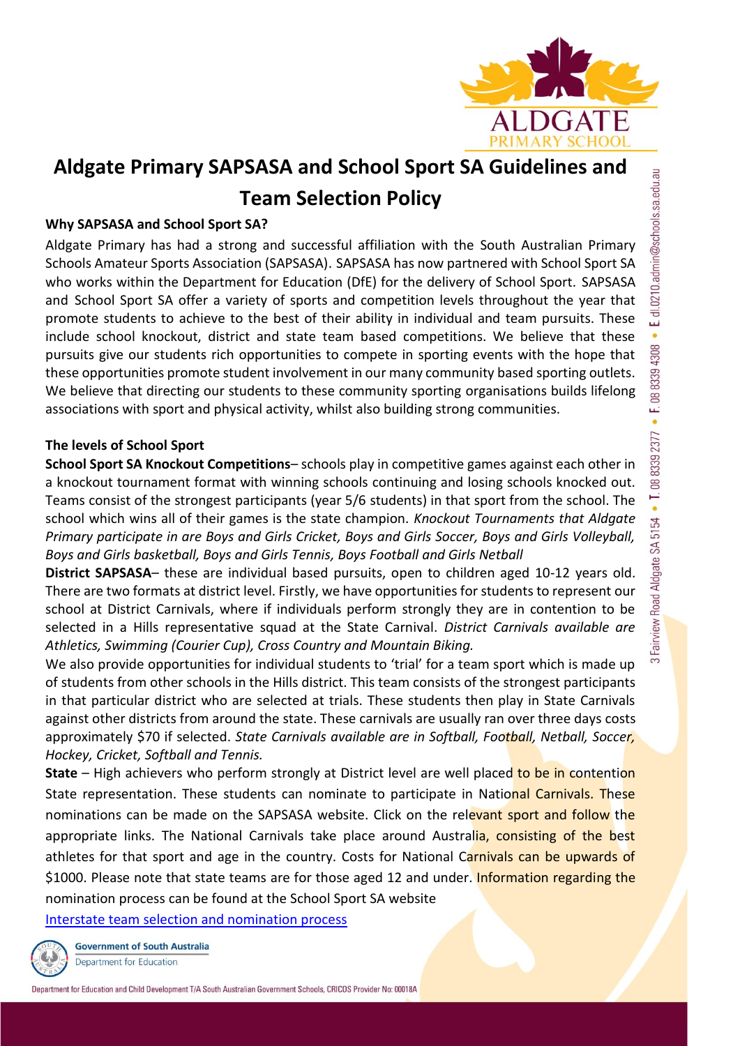# Aldgate Primary SAPSASA and School Sport SA Guidelines and Team Selection Policy

**Why SAPSASA and School Sport SA?**

Aldgate Primary has had a strong and successful affiliation with the South Australian Primary Schools Amateur Sports Association (SAPSASA). SAPSASA has now partnered with School Sport SA who works within the Department for Education (DfE) for the delivery of School Sport. SAPSASA and School Sport SA offer a variety of sports and competition levels throughout the year that promote students to achieve to the best of their ability in individual and team pursuits. These include school knockout, district and state team based competitions. We believe that these pursuits give our students rich opportunities to compete in sporting events with the hope that these opportunities promote student involvement in our many community based sporting outlets. We believe that directing our students to these community sporting organisations builds lifelong associations with sport and physical activity, whilst also building strong communities.

**The levels of School Sport**

**School Sport SA Knockout Competitions**– schools play in competitive games against each other in a knockout tournament format with winning schools continuing and losing schools knocked out. Teams consist of the strongest participants (year 5/6 students) in that sport from the school. The school which wins all of their games is the state champion. *Knockout Tournaments that Aldgate Primary participate in are Boys and Girls Cricket, Boys and Girls Soccer, Boys and Girls Volleyball, Boys and Girls basketball, Boys and Girls Tennis, Boys Football and Girls Netball*

**District SAPSASA**– these are individual based pursuits, open to children aged 10-12 years old. There are two formats at district level. Firstly, we have opportunities for students to represent our school at District Carnivals, where if individuals perform strongly they are in contention to be selected in a Hills representative squad at the State Carnival. *District Carnivals available are Athletics, Swimming (Courier Cup), Cross Country and Mountain Biking.*

We also provide opportunities for individual students to 'trial' for a team sport which is made up of students from other schools in the Hills district. This team consists of the strongest participants in that particular district who are selected at trials. These students then play in State Carnivals against other districts from around the state. These carnivals are usually ran over three days costs approximately $70 if selected. *State Carnivals available are in Softball, Football, Netball, Soccer, Hockey, Cricket, Softball and Tennis.*

**State** – High achievers who perform strongly at District level are well placed to be in contention State representation. These students can nominate to participate in National Carnivals. These nominations can be made on the SAPSASA website. Click on the relevant sport and follow the appropriate links. The National Carnivals take place around Australia, consisting of the best athletes for that sport and age in the country. Costs for National Carnivals can be upwards of $1000. Please note that state teams are for those aged 12 and under. Information regarding the nomination process can be found at the School Sport SA website

[Interstate team selection and nomination process]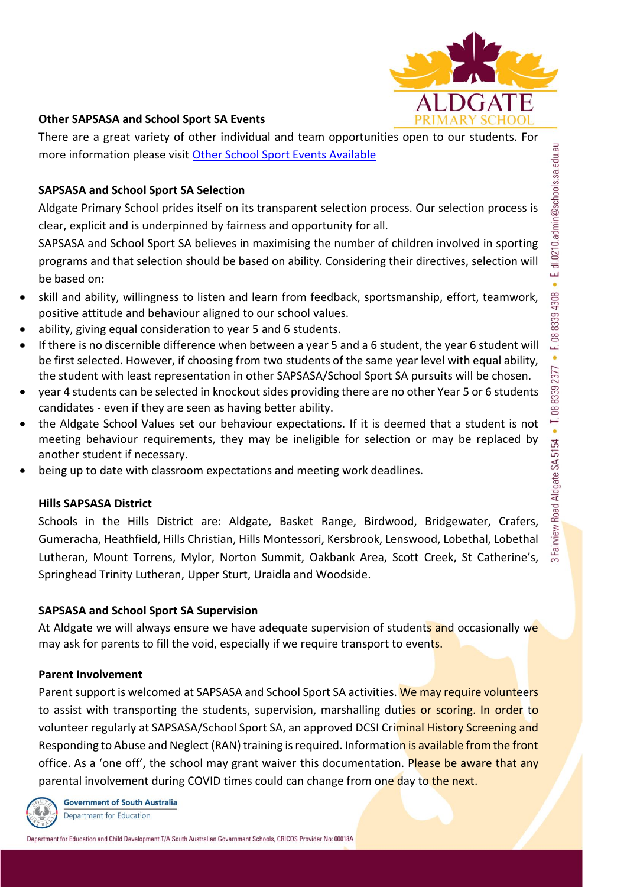### Other SAPSASA and School Sport SA Events

There are a great variety of other individual and team opportunities open to our students. For more information please visit [Other School Sport Events Available]

### SAPSASA and School Sport SA Selection

Aldgate Primary School prides itself on its transparent selection process. Our selection process is clear, explicit and is underpinned by fairness and opportunity for all.

SAPSASA and School Sport SA believes in maximising the number of children involved in sporting programs and that selection should be based on ability. Considering their directives, selection will be based on:

- skill and ability, willingness to listen and learn from feedback, sportsmanship, effort, teamwork, positive attitude and behaviour aligned to our school values.
- ability, giving equal consideration to year 5 and 6 students.
- If there is no discernible difference when between a year 5 and a 6 student, the year 6 student will be first selected. However, if choosing from two students of the same year level with equal ability, the student with least representation in other SAPSASA/School Sport SA pursuits will be chosen.
- year 4 students can be selected in knockout sides providing there are no other Year 5 or 6 students candidates - even if they are seen as having better ability.
- the Aldgate School Values set our behaviour expectations. If it is deemed that a student is not meeting behaviour requirements, they may be ineligible for selection or may be replaced by another student if necessary.
- being up to date with classroom expectations and meeting work deadlines.

### Hills SAPSASA District

Schools in the Hills District are: Aldgate, Basket Range, Birdwood, Bridgewater, Crafers, Gumeracha, Heathfield, Hills Christian, Hills Montessori, Kersbrook, Lenswood, Lobethal, Lobethal Lutheran, Mount Torrens, Mylor, Norton Summit, Oakbank Area, Scott Creek, St Catherine's, Springhead Trinity Lutheran, Upper Sturt, Uraidla and Woodside.

### SAPSASA and School Sport SA Supervision

At Aldgate we will always ensure we have adequate supervision of students and occasionally we may ask for parents to fill the void, especially if we require transport to events.

### Parent Involvement

Parent support is welcomed at SAPSASA and School Sport SA activities. We may require volunteers to assist with transporting the students, supervision, marshalling duties or scoring. In order to volunteer regularly at SAPSASA/School Sport SA, an approved DCSI Criminal History Screening and Responding to Abuse and Neglect (RAN) training is required. Information is available from the front office. As a 'one off', the school may grant waiver this documentation. Please be aware that any parental involvement during COVID times could can change from one day to the next.